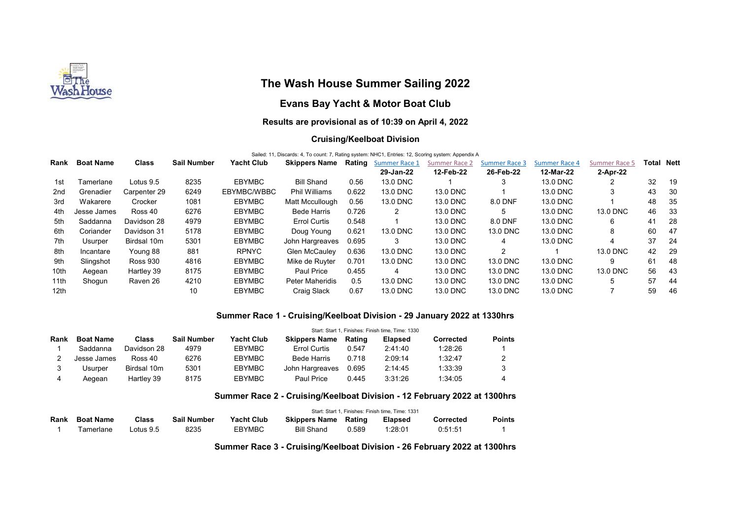# The Wash House Summer Sailing 2022

## Evans Bay Yacht & Motor Boat Club

### Results are provisional as of 10:39 on April 4, 2022

#### Cruising/Keelboat Division

Sailed: 11, Discards: 4, To count: 7, Rating system: NHC1, Entries: 12, Scoring system: Appendix A

| Rank | Boat Name | Class | Sail Number | Yacht Club | Skippers Name | Rating | Summer Race 1 | Summer Race 2 | Summer Race 3 | Summer Race 4 | Summer Race 5 | Total | Nett |
|---|---|---|---|---|---|---|---|---|---|---|---|---|---|
| | | | | | | | 29-Jan-22 | 12-Feb-22 | 26-Feb-22 | 12-Mar-22 | 2-Apr-22 | | |
| 1st | Tamerlane | Lotus 9.5 | 8235 | EBYMBC | Bill Shand | 0.56 | 13.0 DNC | 1 | 3 | 13.0 DNC | 2 | 32 | 19 |
| 2nd | Grenadier | Carpenter 29 | 6249 | EBYMBC/WBBC | Phil Williams | 0.622 | 13.0 DNC | 13.0 DNC | 1 | 13.0 DNC | 3 | 43 | 30 |
| 3rd | Wakarere | Crocker | 1081 | EBYMBC | Matt Mccullough | 0.56 | 13.0 DNC | 13.0 DNC | 8.0 DNF | 13.0 DNC | 1 | 48 | 35 |
| 4th | Jesse James | Ross 40 | 6276 | EBYMBC | Bede Harris | 0.726 | 2 | 13.0 DNC | 5 | 13.0 DNC | 13.0 DNC | 46 | 33 |
| 5th | Saddanna | Davidson 28 | 4979 | EBYMBC | Errol Curtis | 0.548 | 1 | 13.0 DNC | 8.0 DNF | 13.0 DNC | 6 | 41 | 28 |
| 6th | Coriander | Davidson 31 | 5178 | EBYMBC | Doug Young | 0.621 | 13.0 DNC | 13.0 DNC | 13.0 DNC | 13.0 DNC | 8 | 60 | 47 |
| 7th | Usurper | Birdsal 10m | 5301 | EBYMBC | John Hargreaves | 0.695 | 3 | 13.0 DNC | 4 | 13.0 DNC | 4 | 37 | 24 |
| 8th | Incantare | Young 88 | 881 | RPNYC | Glen McCauley | 0.636 | 13.0 DNC | 13.0 DNC | 2 | 1 | 13.0 DNC | 42 | 29 |
| 9th | Slingshot | Ross 930 | 4816 | EBYMBC | Mike de Ruyter | 0.701 | 13.0 DNC | 13.0 DNC | 13.0 DNC | 13.0 DNC | 9 | 61 | 48 |
| 10th | Aegean | Hartley 39 | 8175 | EBYMBC | Paul Price | 0.455 | 4 | 13.0 DNC | 13.0 DNC | 13.0 DNC | 13.0 DNC | 56 | 43 |
| 11th | Shogun | Raven 26 | 4210 | EBYMBC | Peter Maheridis | 0.5 | 13.0 DNC | 13.0 DNC | 13.0 DNC | 13.0 DNC | 5 | 57 | 44 |
| 12th | | | 10 | EBYMBC | Craig Slack | 0.67 | 13.0 DNC | 13.0 DNC | 13.0 DNC | 13.0 DNC | 7 | 59 | 46 |

#### Summer Race 1 - Cruising/Keelboat Division - 29 January 2022 at 1330hrs

Start: Start 1, Finishes: Finish time, Time: 1330

| Rank | Boat Name | Class | Sail Number | Yacht Club | Skippers Name | Rating | Elapsed | Corrected | Points |
|---|---|---|---|---|---|---|---|---|---|
| 1 | Saddanna | Davidson 28 | 4979 | EBYMBC | Errol Curtis | 0.547 | 2:41:40 | 1:28:26 | 1 |
| 2 | Jesse James | Ross 40 | 6276 | EBYMBC | Bede Harris | 0.718 | 2:09:14 | 1:32:47 | 2 |
| 3 | Usurper | Birdsal 10m | 5301 | EBYMBC | John Hargreaves | 0.695 | 2:14:45 | 1:33:39 | 3 |
| 4 | Aegean | Hartley 39 | 8175 | EBYMBC | Paul Price | 0.445 | 3:31:26 | 1:34:05 | 4 |

#### Summer Race 2 - Cruising/Keelboat Division - 12 February 2022 at 1300hrs

Start: Start 1, Finishes: Finish time, Time: 1331

| Rank | Boat Name | Class | Sail Number | Yacht Club | Skippers Name | Rating | Elapsed | Corrected | Points |
|---|---|---|---|---|---|---|---|---|---|
| 1 | Tamerlane | Lotus 9.5 | 8235 | EBYMBC | Bill Shand | 0.589 | 1:28:01 | 0:51:51 | 1 |

#### Summer Race 3 - Cruising/Keelboat Division - 26 February 2022 at 1300hrs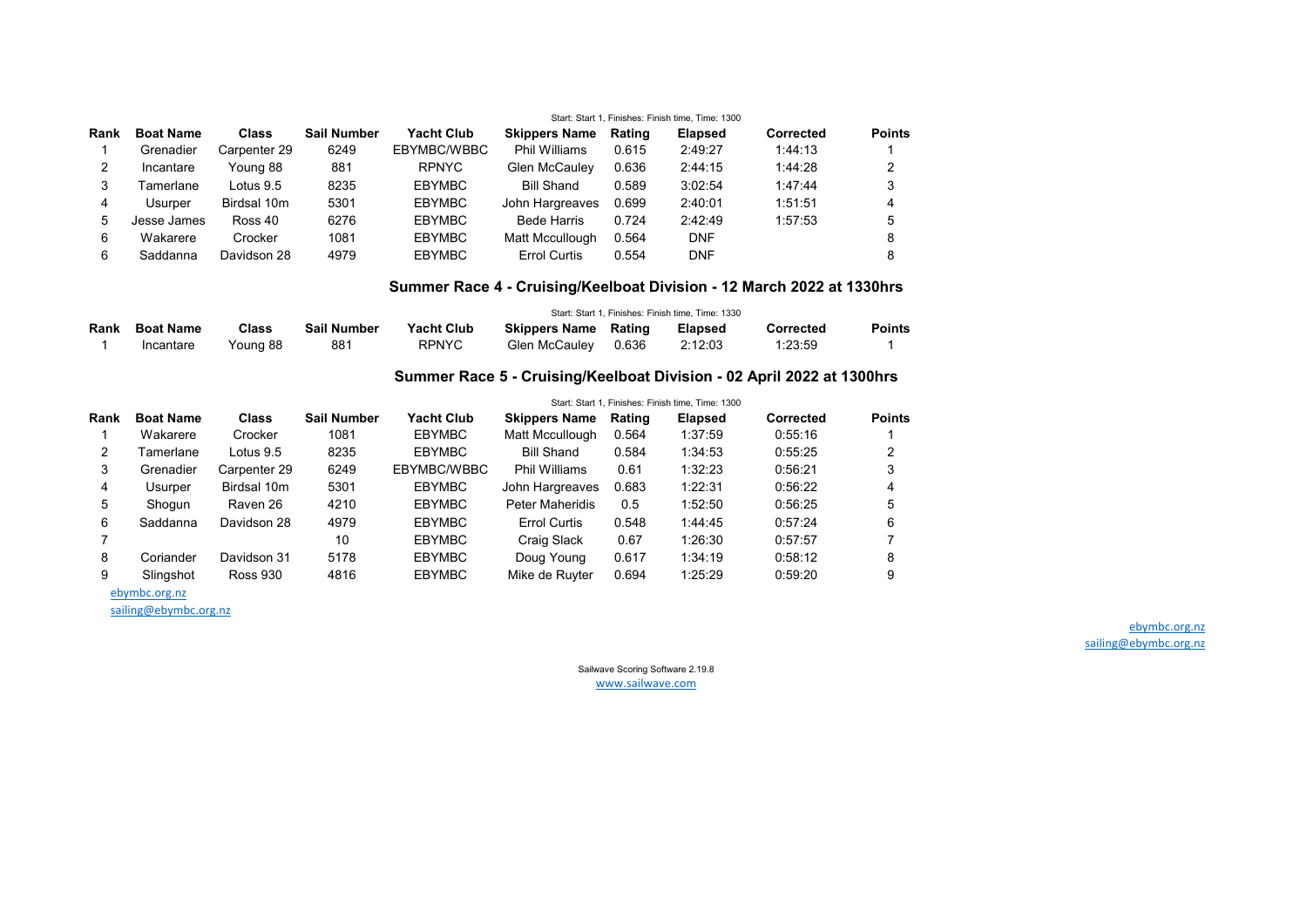Start: Start 1, Finishes: Finish time, Time: 1300

| Rank | Boat Name | Class | Sail Number | Yacht Club | Skippers Name | Rating | Elapsed | Corrected | Points |
|---|---|---|---|---|---|---|---|---|---|
| 1 | Grenadier | Carpenter 29 | 6249 | EBYMBC/WBBC | Phil Williams | 0.615 | 2:49:27 | 1:44:13 | 1 |
| 2 | Incantare | Young 88 | 881 | RPNYC | Glen McCauley | 0.636 | 2:44:15 | 1:44:28 | 2 |
| 3 | Tamerlane | Lotus 9.5 | 8235 | EBYMBC | Bill Shand | 0.589 | 3:02:54 | 1:47:44 | 3 |
| 4 | Usurper | Birdsal 10m | 5301 | EBYMBC | John Hargreaves | 0.699 | 2:40:01 | 1:51:51 | 4 |
| 5 | Jesse James | Ross 40 | 6276 | EBYMBC | Bede Harris | 0.724 | 2:42:49 | 1:57:53 | 5 |
| 6 | Wakarere | Crocker | 1081 | EBYMBC | Matt Mccullough | 0.564 | DNF | | 8 |
| 6 | Saddanna | Davidson 28 | 4979 | EBYMBC | Errol Curtis | 0.554 | DNF | | 8 |

## Summer Race 4 - Cruising/Keelboat Division - 12 March 2022 at 1330hrs

Start: Start 1, Finishes: Finish time, Time: 1330

| Rank | Boat Name | Class | Sail Number | Yacht Club | Skippers Name | Rating | Elapsed | Corrected | Points |
|---|---|---|---|---|---|---|---|---|---|
| 1 | Incantare | Young 88 | 881 | RPNYC | Glen McCauley | 0.636 | 2:12:03 | 1:23:59 | 1 |

## Summer Race 5 - Cruising/Keelboat Division - 02 April 2022 at 1300hrs

Start: Start 1, Finishes: Finish time, Time: 1300

| Rank | Boat Name | Class | Sail Number | Yacht Club | Skippers Name | Rating | Elapsed | Corrected | Points |
|---|---|---|---|---|---|---|---|---|---|
| 1 | Wakarere | Crocker | 1081 | EBYMBC | Matt Mccullough | 0.564 | 1:37:59 | 0:55:16 | 1 |
| 2 | Tamerlane | Lotus 9.5 | 8235 | EBYMBC | Bill Shand | 0.584 | 1:34:53 | 0:55:25 | 2 |
| 3 | Grenadier | Carpenter 29 | 6249 | EBYMBC/WBBC | Phil Williams | 0.61 | 1:32:23 | 0:56:21 | 3 |
| 4 | Usurper | Birdsal 10m | 5301 | EBYMBC | John Hargreaves | 0.683 | 1:22:31 | 0:56:22 | 4 |
| 5 | Shogun | Raven 26 | 4210 | EBYMBC | Peter Maheridis | 0.5 | 1:52:50 | 0:56:25 | 5 |
| 6 | Saddanna | Davidson 28 | 4979 | EBYMBC | Errol Curtis | 0.548 | 1:44:45 | 0:57:24 | 6 |
| 7 | | | 10 | EBYMBC | Craig Slack | 0.67 | 1:26:30 | 0:57:57 | 7 |
| 8 | Coriander | Davidson 31 | 5178 | EBYMBC | Doug Young | 0.617 | 1:34:19 | 0:58:12 | 8 |
| 9 | Slingshot | Ross 930 | 4816 | EBYMBC | Mike de Ruyter | 0.694 | 1:25:29 | 0:59:20 | 9 |

ebymbc.org.nz
sailing@ebymbc.org.nz

ebymbc.org.nz
sailing@ebymbc.org.nz

Sailwave Scoring Software 2.19.8
www.sailwave.com